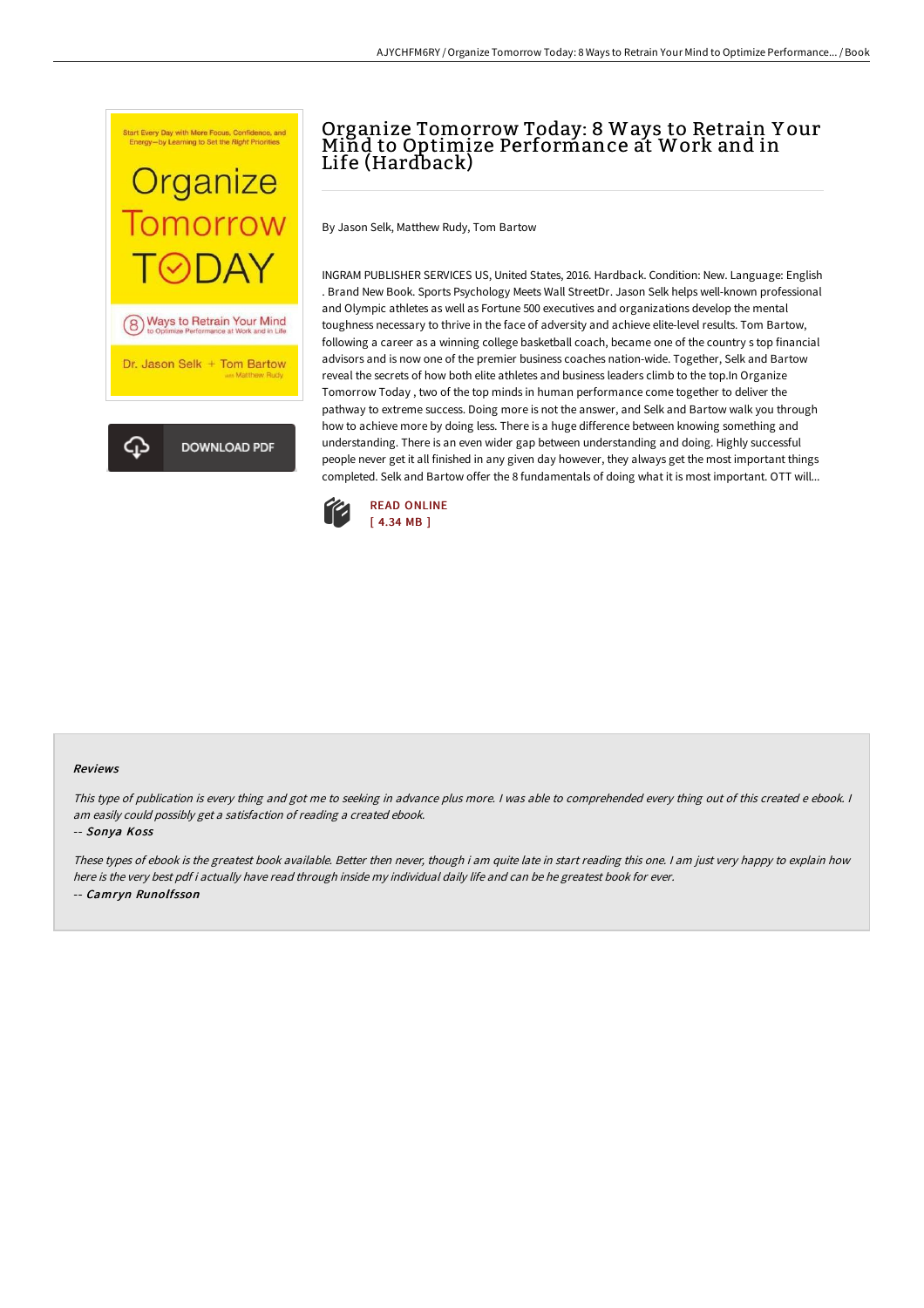# Organize Tomorrow Today: 8 Ways to Retrain Your Mind to Optimize Performance at Work and in Life (Hardback)

By Jason Selk, Matthew Rudy, Tom Bartow

INGRAM PUBLISHER SERVICES US, United States, 2016. Hardback. Condition: New. Language: English . Brand New Book. Sports Psychology Meets Wall StreetDr. Jason Selk helps well-known professional and Olympic athletes as well as Fortune 500 executives and organizations develop the mental toughness necessary to thrive in the face of adversity and achieve elite-level results. Tom Bartow, following a career as a winning college basketball coach, became one of the country s top financial advisors and is now one of the premier business coaches nation-wide. Together, Selk and Bartow reveal the secrets of how both elite athletes and business leaders climb to the top.In Organize Tomorrow Today , two of the top minds in human performance come together to deliver the pathway to extreme success. Doing more is not the answer, and Selk and Bartow walk you through how to achieve more by doing less. There is a huge difference between knowing something and understanding. There is an even wider gap between understanding and doing. Highly successful people never get it all finished in any given day however, they always get the most important things completed. Selk and Bartow offer the 8 fundamentals of doing what it is most important. OTT will...

READ ONLINE
[ 4.34 MB ]

#### Reviews

*This type of publication is every thing and got me to seeking in advance plus more. I was able to comprehended every thing out of this created e ebook. I am easily could possibly get a satisfaction of reading a created ebook.*

-- *Sonya Koss*

*These types of ebook is the greatest book available. Better then never, though i am quite late in start reading this one. I am just very happy to explain how here is the very best pdf i actually have read through inside my individual daily life and can be he greatest book for ever.*

-- *Camryn Runolfsson*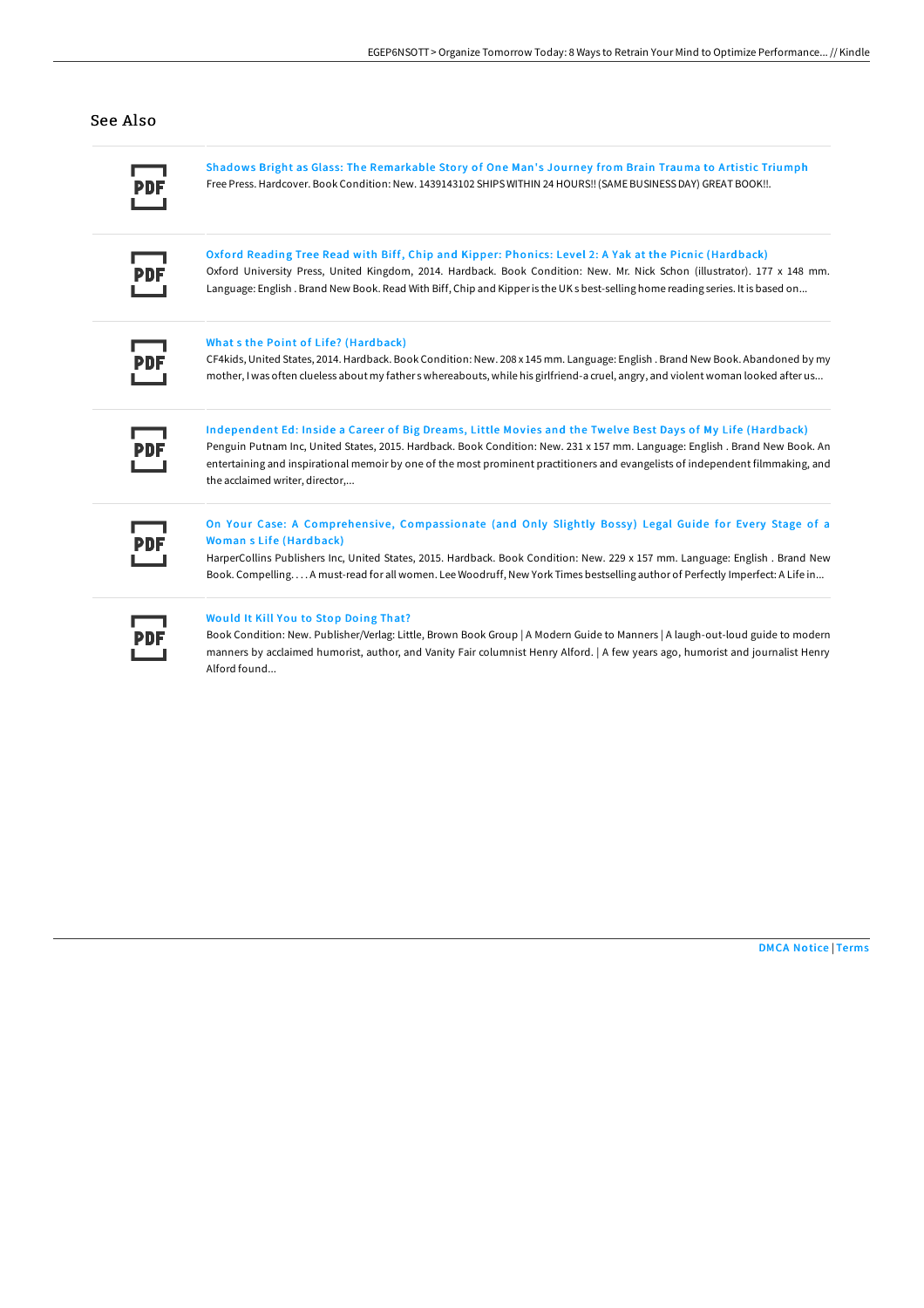## See Also

**Shadows Bright as Glass: The Remarkable Story of One Man's Journey from Brain Trauma to Artistic Triumph**
Free Press. Hardcover. Book Condition: New. 1439143102 SHIPS WITHIN 24 HOURS!! (SAME BUSINESS DAY) GREAT BOOK!!.

**Oxford Reading Tree Read with Biff, Chip and Kipper: Phonics: Level 2: A Yak at the Picnic (Hardback)**
Oxford University Press, United Kingdom, 2014. Hardback. Book Condition: New. Mr. Nick Schon (illustrator). 177 x 148 mm. Language: English . Brand New Book. Read With Biff, Chip and Kipper is the UK s best-selling home reading series. It is based on...

**What s the Point of Life? (Hardback)**
CF4kids, United States, 2014. Hardback. Book Condition: New. 208 x 145 mm. Language: English . Brand New Book. Abandoned by my mother, I was often clueless about my father s whereabouts, while his girlfriend-a cruel, angry, and violent woman looked after us...

**Independent Ed: Inside a Career of Big Dreams, Little Movies and the Twelve Best Days of My Life (Hardback)**
Penguin Putnam Inc, United States, 2015. Hardback. Book Condition: New. 231 x 157 mm. Language: English . Brand New Book. An entertaining and inspirational memoir by one of the most prominent practitioners and evangelists of independent filmmaking, and the acclaimed writer, director,...

**On Your Case: A Comprehensive, Compassionate (and Only Slightly Bossy) Legal Guide for Every Stage of a Woman s Life (Hardback)**
HarperCollins Publishers Inc, United States, 2015. Hardback. Book Condition: New. 229 x 157 mm. Language: English . Brand New Book. Compelling. . . . A must-read for all women. Lee Woodruff, New York Times bestselling author of Perfectly Imperfect: A Life in...

**Would It Kill You to Stop Doing That?**
Book Condition: New. Publisher/Verlag: Little, Brown Book Group | A Modern Guide to Manners | A laugh-out-loud guide to modern manners by acclaimed humorist, author, and Vanity Fair columnist Henry Alford. | A few years ago, humorist and journalist Henry Alford found...